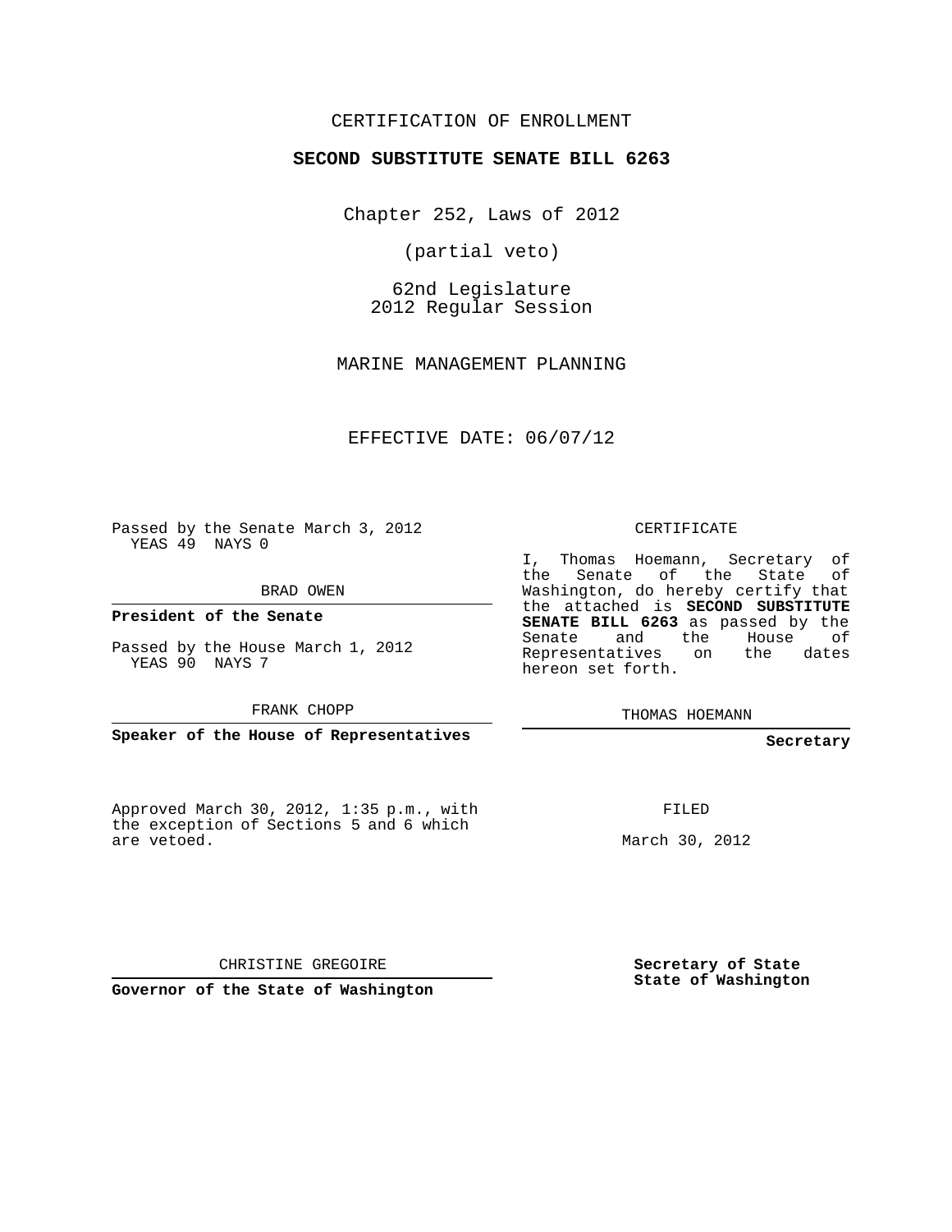CERTIFICATION OF ENROLLMENT

**SECOND SUBSTITUTE SENATE BILL 6263**

Chapter 252, Laws of 2012

(partial veto)

62nd Legislature
2012 Regular Session

MARINE MANAGEMENT PLANNING

EFFECTIVE DATE: 06/07/12

Passed by the Senate March 3, 2012
YEAS 49 NAYS 0

BRAD OWEN

**President of the Senate**

Passed by the House March 1, 2012
YEAS 90 NAYS 7

FRANK CHOPP

**Speaker of the House of Representatives**

CERTIFICATE

I, Thomas Hoemann, Secretary of the Senate of the State of Washington, do hereby certify that the attached is **SECOND SUBSTITUTE SENATE BILL 6263** as passed by the Senate and the House of Representatives on the dates hereon set forth.

THOMAS HOEMANN

**Secretary**

Approved March 30, 2012, 1:35 p.m., with the exception of Sections 5 and 6 which are vetoed.

FILED

March 30, 2012

CHRISTINE GREGOIRE

**Governor of the State of Washington**

**Secretary of State State of Washington**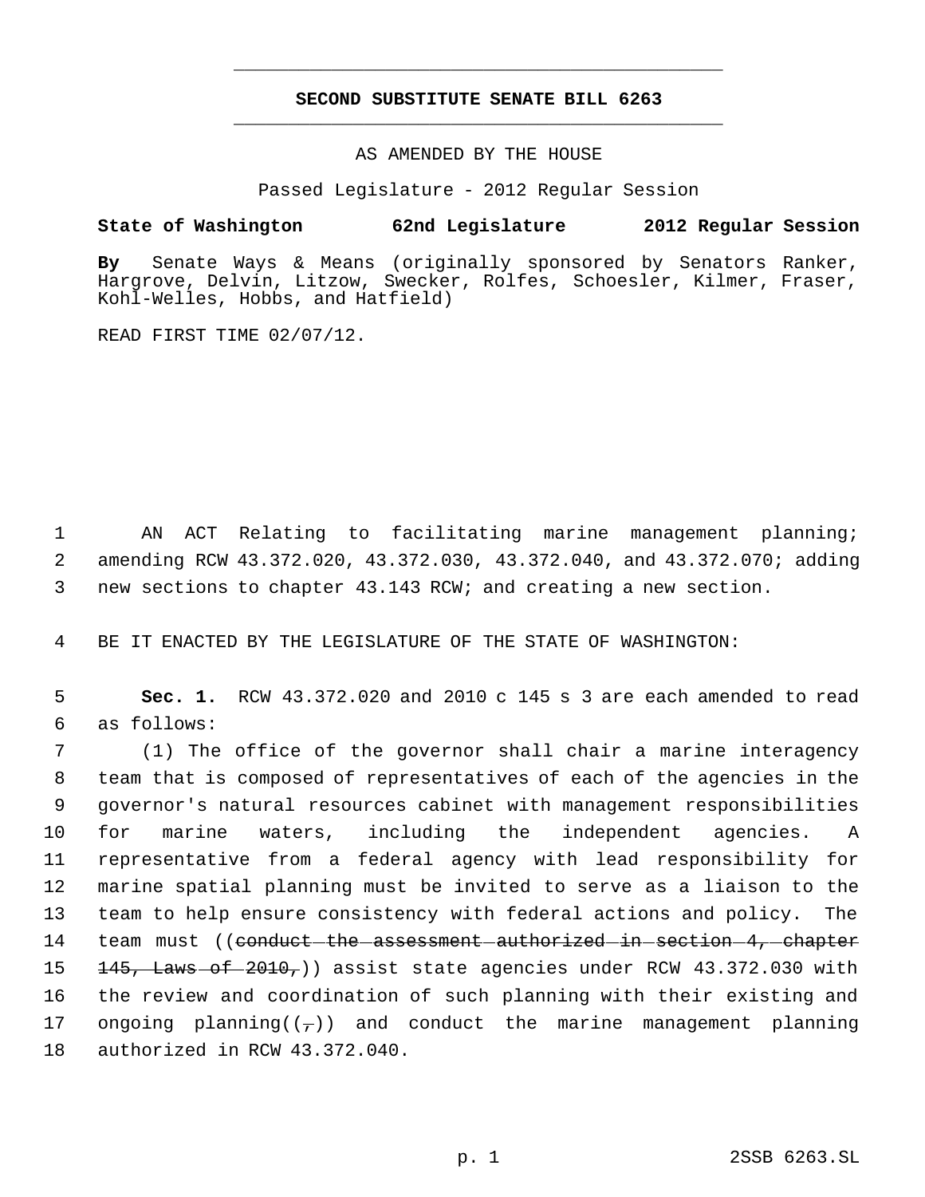---

# SECOND SUBSTITUTE SENATE BILL 6263

---

AS AMENDED BY THE HOUSE

Passed Legislature - 2012 Regular Session

**State of Washington 62nd Legislature 2012 Regular Session**

**By** Senate Ways & Means (originally sponsored by Senators Ranker, Hargrove, Delvin, Litzow, Swecker, Rolfes, Schoesler, Kilmer, Fraser, Kohl-Welles, Hobbs, and Hatfield)

READ FIRST TIME 02/07/12.

AN ACT Relating to facilitating marine management planning; amending RCW 43.372.020, 43.372.030, 43.372.040, and 43.372.070; adding new sections to chapter 43.143 RCW; and creating a new section.

BE IT ENACTED BY THE LEGISLATURE OF THE STATE OF WASHINGTON:

**Sec. 1.** RCW 43.372.020 and 2010 c 145 s 3 are each amended to read as follows:

(1) The office of the governor shall chair a marine interagency team that is composed of representatives of each of the agencies in the governor's natural resources cabinet with management responsibilities for marine waters, including the independent agencies. A representative from a federal agency with lead responsibility for marine spatial planning must be invited to serve as a liaison to the team to help ensure consistency with federal actions and policy. The team must ((~~conduct the assessment authorized in section 4, chapter 145, Laws of 2010,~~)) assist state agencies under RCW 43.372.030 with the review and coordination of such planning with their existing and ongoing planning((~~,~~)) and conduct the marine management planning authorized in RCW 43.372.040.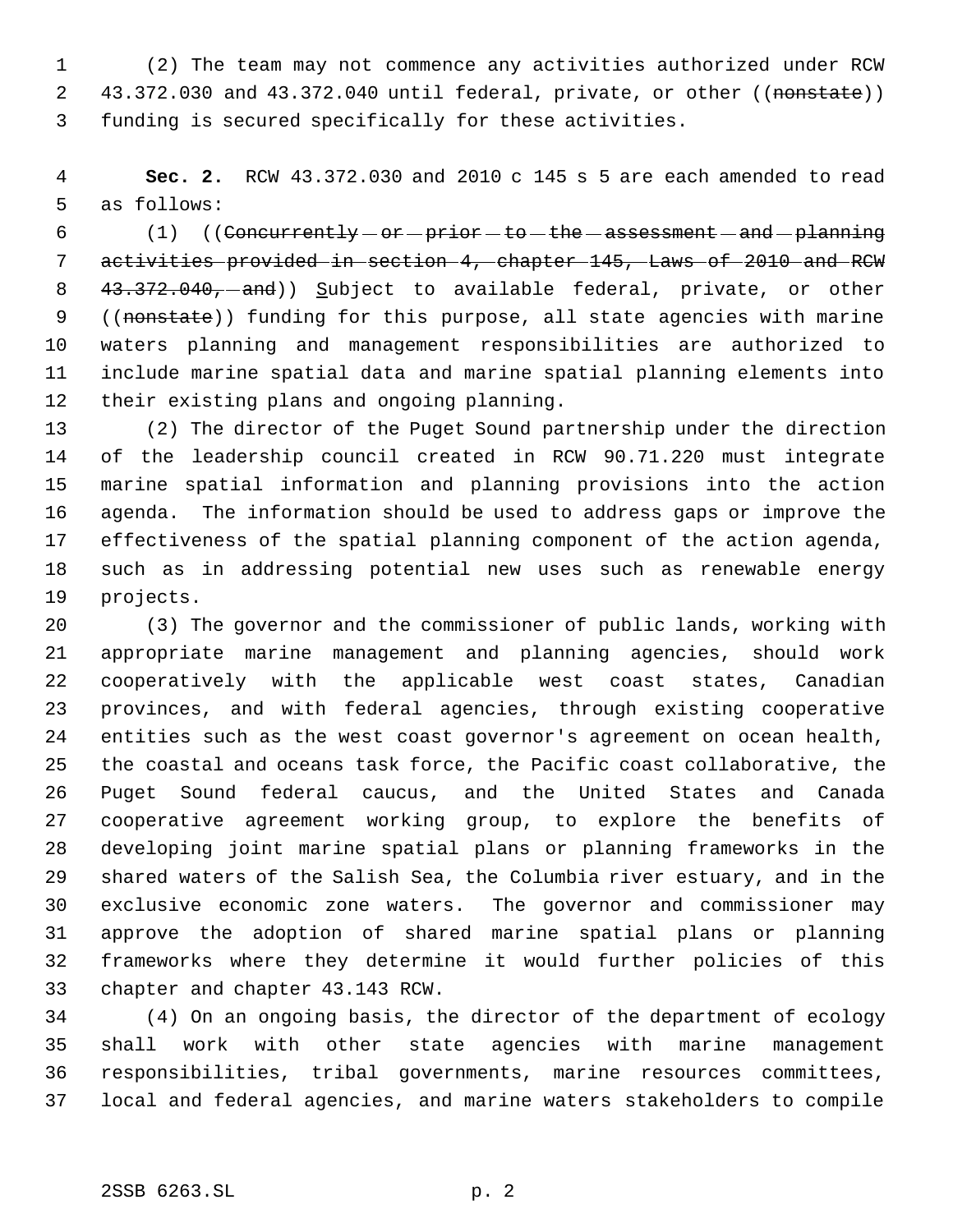(2) The team may not commence any activities authorized under RCW 43.372.030 and 43.372.040 until federal, private, or other ((~~nonstate~~)) funding is secured specifically for these activities.

**Sec. 2.** RCW 43.372.030 and 2010 c 145 s 5 are each amended to read as follows:

(1) ((~~Concurrently or prior to the assessment and planning activities provided in section 4, chapter 145, Laws of 2010 and RCW 43.372.040, and~~)) Subject to available federal, private, or other ((~~nonstate~~)) funding for this purpose, all state agencies with marine waters planning and management responsibilities are authorized to include marine spatial data and marine spatial planning elements into their existing plans and ongoing planning.

(2) The director of the Puget Sound partnership under the direction of the leadership council created in RCW 90.71.220 must integrate marine spatial information and planning provisions into the action agenda. The information should be used to address gaps or improve the effectiveness of the spatial planning component of the action agenda, such as in addressing potential new uses such as renewable energy projects.

(3) The governor and the commissioner of public lands, working with appropriate marine management and planning agencies, should work cooperatively with the applicable west coast states, Canadian provinces, and with federal agencies, through existing cooperative entities such as the west coast governor's agreement on ocean health, the coastal and oceans task force, the Pacific coast collaborative, the Puget Sound federal caucus, and the United States and Canada cooperative agreement working group, to explore the benefits of developing joint marine spatial plans or planning frameworks in the shared waters of the Salish Sea, the Columbia river estuary, and in the exclusive economic zone waters. The governor and commissioner may approve the adoption of shared marine spatial plans or planning frameworks where they determine it would further policies of this chapter and chapter 43.143 RCW.

(4) On an ongoing basis, the director of the department of ecology shall work with other state agencies with marine management responsibilities, tribal governments, marine resources committees, local and federal agencies, and marine waters stakeholders to compile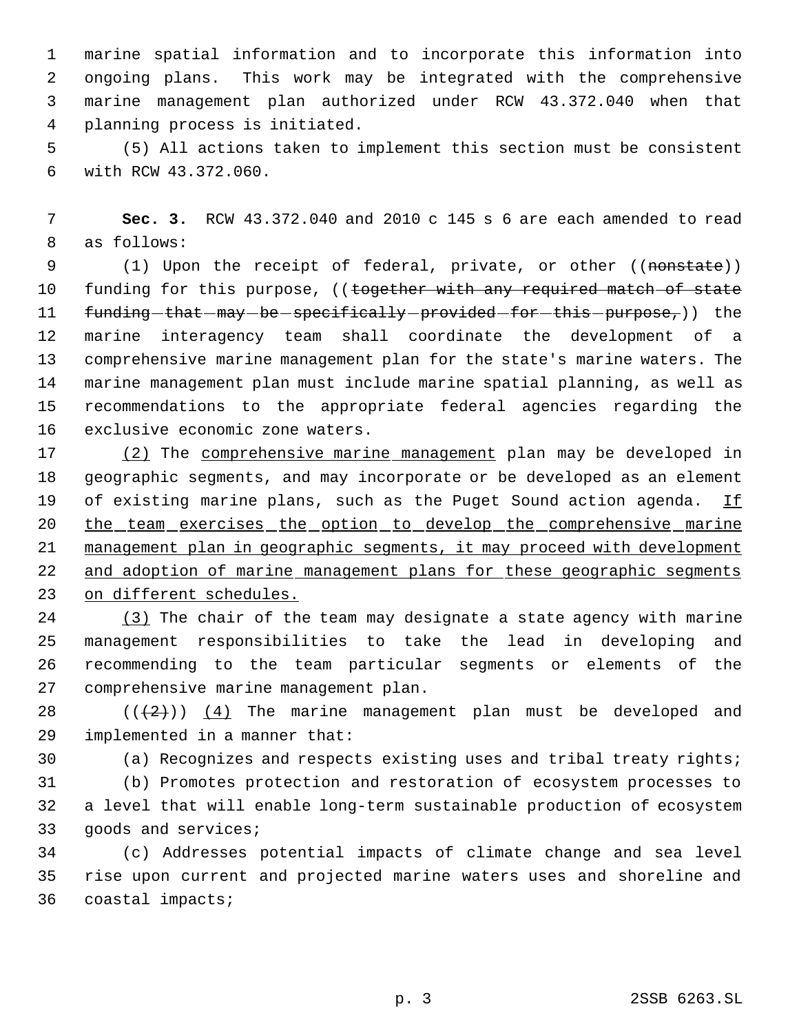marine spatial information and to incorporate this information into ongoing plans. This work may be integrated with the comprehensive marine management plan authorized under RCW 43.372.040 when that planning process is initiated.

(5) All actions taken to implement this section must be consistent with RCW 43.372.060.

**Sec. 3.** RCW 43.372.040 and 2010 c 145 s 6 are each amended to read as follows:

(1) Upon the receipt of federal, private, or other ((~~nonstate~~)) funding for this purpose, ((~~together with any required match of state funding that may be specifically provided for this purpose,~~)) the marine interagency team shall coordinate the development of a comprehensive marine management plan for the state's marine waters. The marine management plan must include marine spatial planning, as well as recommendations to the appropriate federal agencies regarding the exclusive economic zone waters.

<u>(2)</u> The <u>comprehensive marine management</u> plan may be developed in geographic segments, and may incorporate or be developed as an element of existing marine plans, such as the Puget Sound action agenda. <u>If the team exercises the option to develop the comprehensive marine management plan in geographic segments, it may proceed with development and adoption of marine management plans for these geographic segments on different schedules.</u>

<u>(3)</u> The chair of the team may designate a state agency with marine management responsibilities to take the lead in developing and recommending to the team particular segments or elements of the comprehensive marine management plan.

((~~(2)~~)) <u>(4)</u> The marine management plan must be developed and implemented in a manner that:

(a) Recognizes and respects existing uses and tribal treaty rights;

(b) Promotes protection and restoration of ecosystem processes to a level that will enable long-term sustainable production of ecosystem goods and services;

(c) Addresses potential impacts of climate change and sea level rise upon current and projected marine waters uses and shoreline and coastal impacts;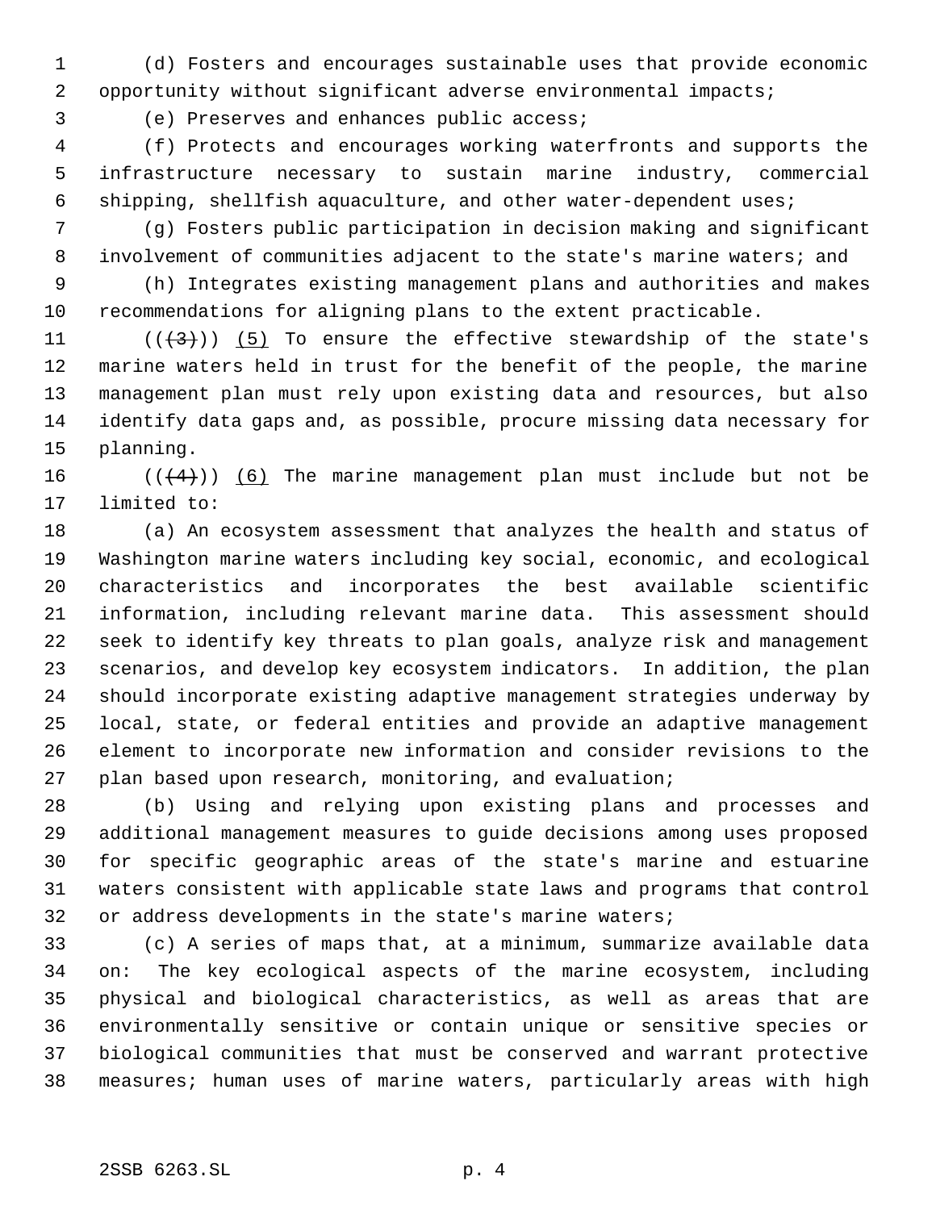(d) Fosters and encourages sustainable uses that provide economic opportunity without significant adverse environmental impacts;

(e) Preserves and enhances public access;

(f) Protects and encourages working waterfronts and supports the infrastructure necessary to sustain marine industry, commercial shipping, shellfish aquaculture, and other water-dependent uses;

(g) Fosters public participation in decision making and significant involvement of communities adjacent to the state's marine waters; and

(h) Integrates existing management plans and authorities and makes recommendations for aligning plans to the extent practicable.

~~((3))~~ (5) To ensure the effective stewardship of the state's marine waters held in trust for the benefit of the people, the marine management plan must rely upon existing data and resources, but also identify data gaps and, as possible, procure missing data necessary for planning.

~~((4))~~ (6) The marine management plan must include but not be limited to:

(a) An ecosystem assessment that analyzes the health and status of Washington marine waters including key social, economic, and ecological characteristics and incorporates the best available scientific information, including relevant marine data. This assessment should seek to identify key threats to plan goals, analyze risk and management scenarios, and develop key ecosystem indicators. In addition, the plan should incorporate existing adaptive management strategies underway by local, state, or federal entities and provide an adaptive management element to incorporate new information and consider revisions to the plan based upon research, monitoring, and evaluation;

(b) Using and relying upon existing plans and processes and additional management measures to guide decisions among uses proposed for specific geographic areas of the state's marine and estuarine waters consistent with applicable state laws and programs that control or address developments in the state's marine waters;

(c) A series of maps that, at a minimum, summarize available data on: The key ecological aspects of the marine ecosystem, including physical and biological characteristics, as well as areas that are environmentally sensitive or contain unique or sensitive species or biological communities that must be conserved and warrant protective measures; human uses of marine waters, particularly areas with high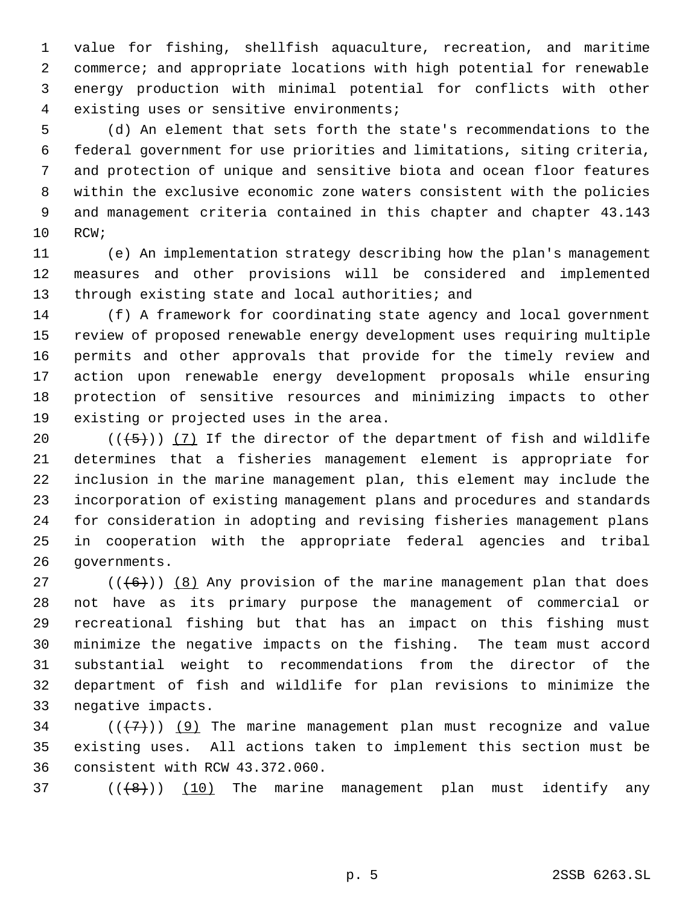value for fishing, shellfish aquaculture, recreation, and maritime commerce; and appropriate locations with high potential for renewable energy production with minimal potential for conflicts with other existing uses or sensitive environments;

(d) An element that sets forth the state's recommendations to the federal government for use priorities and limitations, siting criteria, and protection of unique and sensitive biota and ocean floor features within the exclusive economic zone waters consistent with the policies and management criteria contained in this chapter and chapter 43.143 RCW;

(e) An implementation strategy describing how the plan's management measures and other provisions will be considered and implemented through existing state and local authorities; and

(f) A framework for coordinating state agency and local government review of proposed renewable energy development uses requiring multiple permits and other approvals that provide for the timely review and action upon renewable energy development proposals while ensuring protection of sensitive resources and minimizing impacts to other existing or projected uses in the area.

~~((5))~~ (7) If the director of the department of fish and wildlife determines that a fisheries management element is appropriate for inclusion in the marine management plan, this element may include the incorporation of existing management plans and procedures and standards for consideration in adopting and revising fisheries management plans in cooperation with the appropriate federal agencies and tribal governments.

~~((6))~~ (8) Any provision of the marine management plan that does not have as its primary purpose the management of commercial or recreational fishing but that has an impact on this fishing must minimize the negative impacts on the fishing. The team must accord substantial weight to recommendations from the director of the department of fish and wildlife for plan revisions to minimize the negative impacts.

~~((7))~~ (9) The marine management plan must recognize and value existing uses. All actions taken to implement this section must be consistent with RCW 43.372.060.

~~((8))~~ (10) The marine management plan must identify any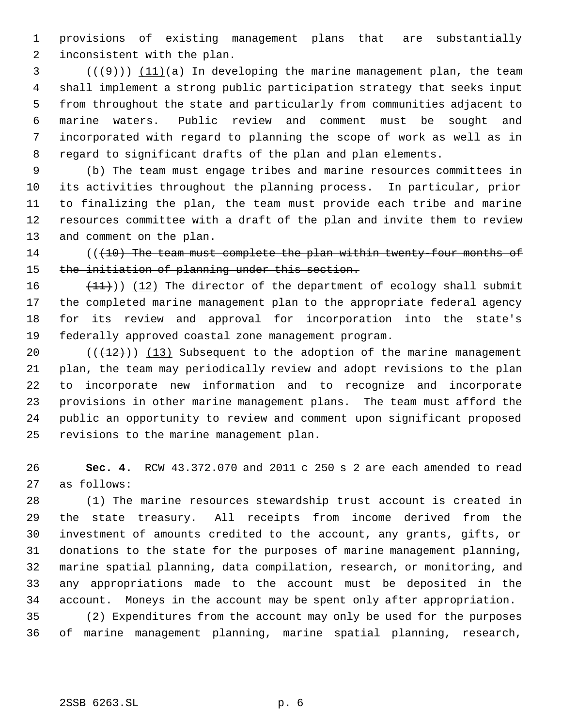provisions of existing management plans that are substantially inconsistent with the plan.

(((9))) (11)(a) In developing the marine management plan, the team shall implement a strong public participation strategy that seeks input from throughout the state and particularly from communities adjacent to marine waters. Public review and comment must be sought and incorporated with regard to planning the scope of work as well as in regard to significant drafts of the plan and plan elements.

(b) The team must engage tribes and marine resources committees in its activities throughout the planning process. In particular, prior to finalizing the plan, the team must provide each tribe and marine resources committee with a draft of the plan and invite them to review and comment on the plan.

~~(((10) The team must complete the plan within twenty-four months of the initiation of planning under this section.~~

~~(11)~~)) (12) The director of the department of ecology shall submit the completed marine management plan to the appropriate federal agency for its review and approval for incorporation into the state's federally approved coastal zone management program.

(((12))) (13) Subsequent to the adoption of the marine management plan, the team may periodically review and adopt revisions to the plan to incorporate new information and to recognize and incorporate provisions in other marine management plans. The team must afford the public an opportunity to review and comment upon significant proposed revisions to the marine management plan.

**Sec. 4.** RCW 43.372.070 and 2011 c 250 s 2 are each amended to read as follows:

(1) The marine resources stewardship trust account is created in the state treasury. All receipts from income derived from the investment of amounts credited to the account, any grants, gifts, or donations to the state for the purposes of marine management planning, marine spatial planning, data compilation, research, or monitoring, and any appropriations made to the account must be deposited in the account. Moneys in the account may be spent only after appropriation.

(2) Expenditures from the account may only be used for the purposes of marine management planning, marine spatial planning, research,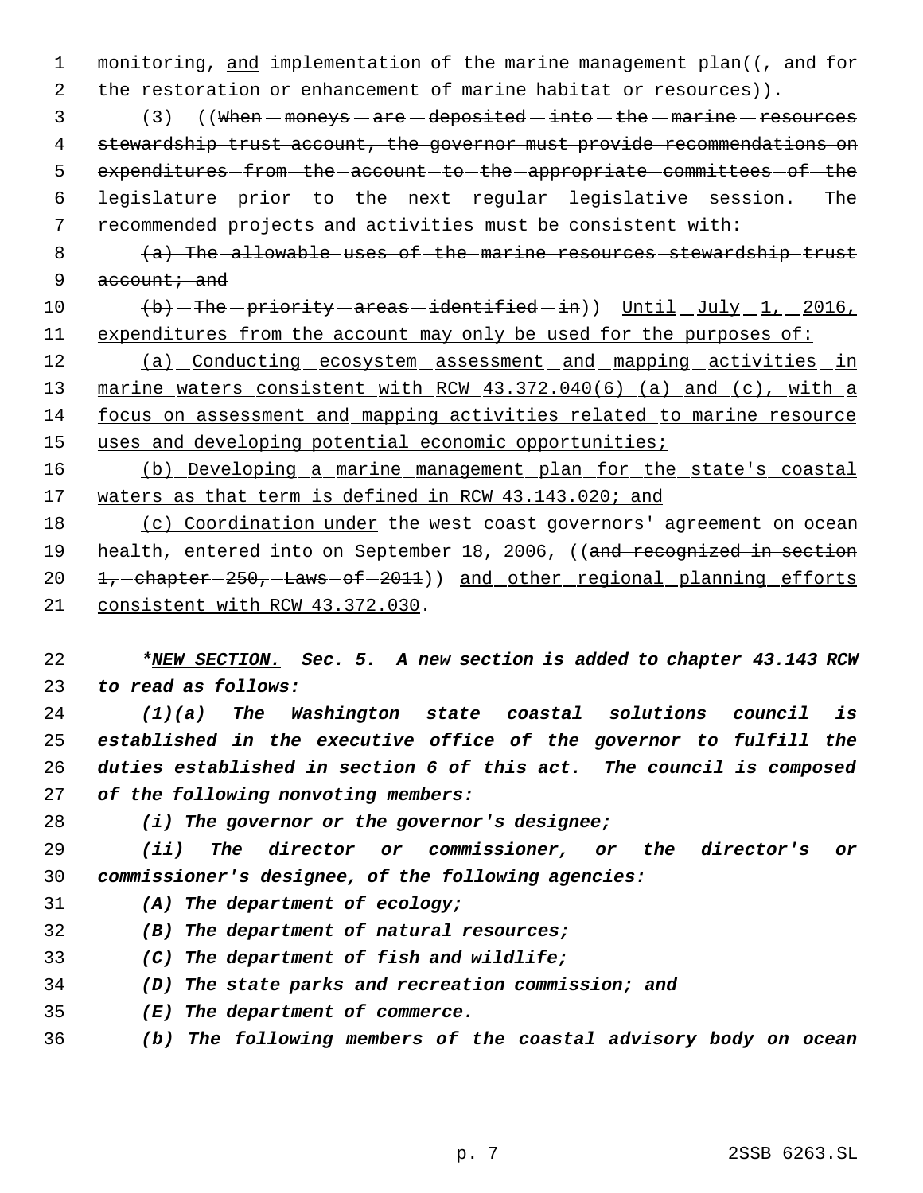monitoring, and implementation of the marine management plan((, and for the restoration or enhancement of marine habitat or resources)).

(3) ((When moneys are deposited into the marine resources stewardship trust account, the governor must provide recommendations on expenditures from the account to the appropriate committees of the legislature prior to the next regular legislative session. The recommended projects and activities must be consistent with:

(a) The allowable uses of the marine resources stewardship trust account; and

(b) The priority areas identified in)) Until July 1, 2016, expenditures from the account may only be used for the purposes of:

(a) Conducting ecosystem assessment and mapping activities in marine waters consistent with RCW 43.372.040(6) (a) and (c), with a focus on assessment and mapping activities related to marine resource uses and developing potential economic opportunities;

(b) Developing a marine management plan for the state's coastal waters as that term is defined in RCW 43.143.020; and

(c) Coordination under the west coast governors' agreement on ocean health, entered into on September 18, 2006, ((and recognized in section 1, chapter 250, Laws of 2011)) and other regional planning efforts consistent with RCW 43.372.030.

***NEW SECTION. Sec. 5. A new section is added to chapter 43.143 RCW to read as follows:***

*(1)(a) The Washington state coastal solutions council is established in the executive office of the governor to fulfill the duties established in section 6 of this act. The council is composed of the following nonvoting members:*

*(i) The governor or the governor's designee;*

*(ii) The director or commissioner, or the director's or commissioner's designee, of the following agencies:*

*(A) The department of ecology;*

*(B) The department of natural resources;*

*(C) The department of fish and wildlife;*

*(D) The state parks and recreation commission; and*

*(E) The department of commerce.*

*(b) The following members of the coastal advisory body on ocean*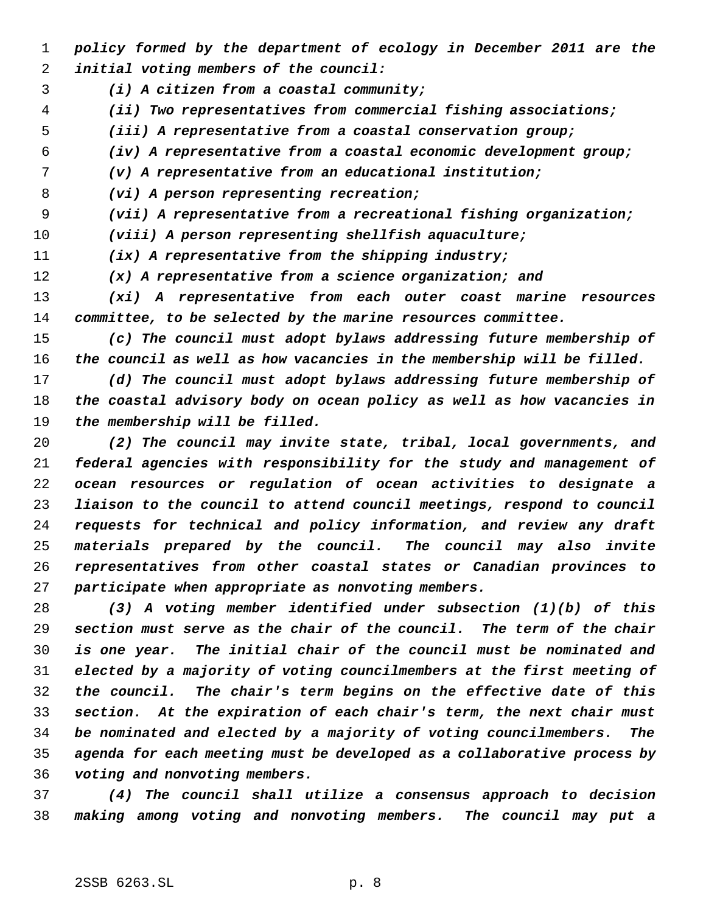*policy formed by the department of ecology in December 2011 are the initial voting members of the council:*

*(i) A citizen from a coastal community;*

*(ii) Two representatives from commercial fishing associations;*

*(iii) A representative from a coastal conservation group;*

*(iv) A representative from a coastal economic development group;*

*(v) A representative from an educational institution;*

*(vi) A person representing recreation;*

*(vii) A representative from a recreational fishing organization;*

*(viii) A person representing shellfish aquaculture;*

*(ix) A representative from the shipping industry;*

*(x) A representative from a science organization; and*

*(xi) A representative from each outer coast marine resources committee, to be selected by the marine resources committee.*

*(c) The council must adopt bylaws addressing future membership of the council as well as how vacancies in the membership will be filled.*

*(d) The council must adopt bylaws addressing future membership of the coastal advisory body on ocean policy as well as how vacancies in the membership will be filled.*

*(2) The council may invite state, tribal, local governments, and federal agencies with responsibility for the study and management of ocean resources or regulation of ocean activities to designate a liaison to the council to attend council meetings, respond to council requests for technical and policy information, and review any draft materials prepared by the council. The council may also invite representatives from other coastal states or Canadian provinces to participate when appropriate as nonvoting members.*

*(3) A voting member identified under subsection (1)(b) of this section must serve as the chair of the council. The term of the chair is one year. The initial chair of the council must be nominated and elected by a majority of voting councilmembers at the first meeting of the council. The chair's term begins on the effective date of this section. At the expiration of each chair's term, the next chair must be nominated and elected by a majority of voting councilmembers. The agenda for each meeting must be developed as a collaborative process by voting and nonvoting members.*

*(4) The council shall utilize a consensus approach to decision making among voting and nonvoting members. The council may put a*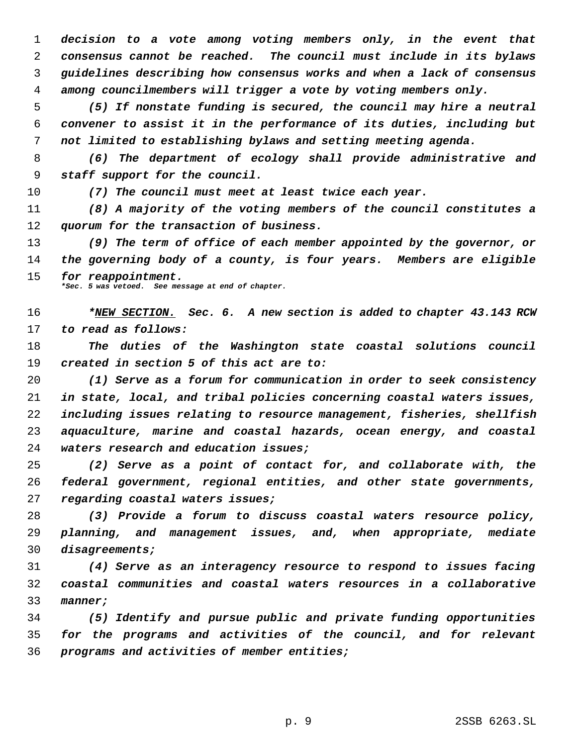*decision to a vote among voting members only, in the event that consensus cannot be reached. The council must include in its bylaws guidelines describing how consensus works and when a lack of consensus among councilmembers will trigger a vote by voting members only.*

*(5) If nonstate funding is secured, the council may hire a neutral convener to assist it in the performance of its duties, including but not limited to establishing bylaws and setting meeting agenda.*

*(6) The department of ecology shall provide administrative and staff support for the council.*

*(7) The council must meet at least twice each year.*

*(8) A majority of the voting members of the council constitutes a quorum for the transaction of business.*

*(9) The term of office of each member appointed by the governor, or the governing body of a county, is four years. Members are eligible for reappointment.*

***Sec. 5 was vetoed. See message at end of chapter.***

*\*<u>NEW SECTION.</u> Sec. 6. A new section is added to chapter 43.143 RCW to read as follows:*

*The duties of the Washington state coastal solutions council created in section 5 of this act are to:*

*(1) Serve as a forum for communication in order to seek consistency in state, local, and tribal policies concerning coastal waters issues, including issues relating to resource management, fisheries, shellfish aquaculture, marine and coastal hazards, ocean energy, and coastal waters research and education issues;*

*(2) Serve as a point of contact for, and collaborate with, the federal government, regional entities, and other state governments, regarding coastal waters issues;*

*(3) Provide a forum to discuss coastal waters resource policy, planning, and management issues, and, when appropriate, mediate disagreements;*

*(4) Serve as an interagency resource to respond to issues facing coastal communities and coastal waters resources in a collaborative manner;*

*(5) Identify and pursue public and private funding opportunities for the programs and activities of the council, and for relevant programs and activities of member entities;*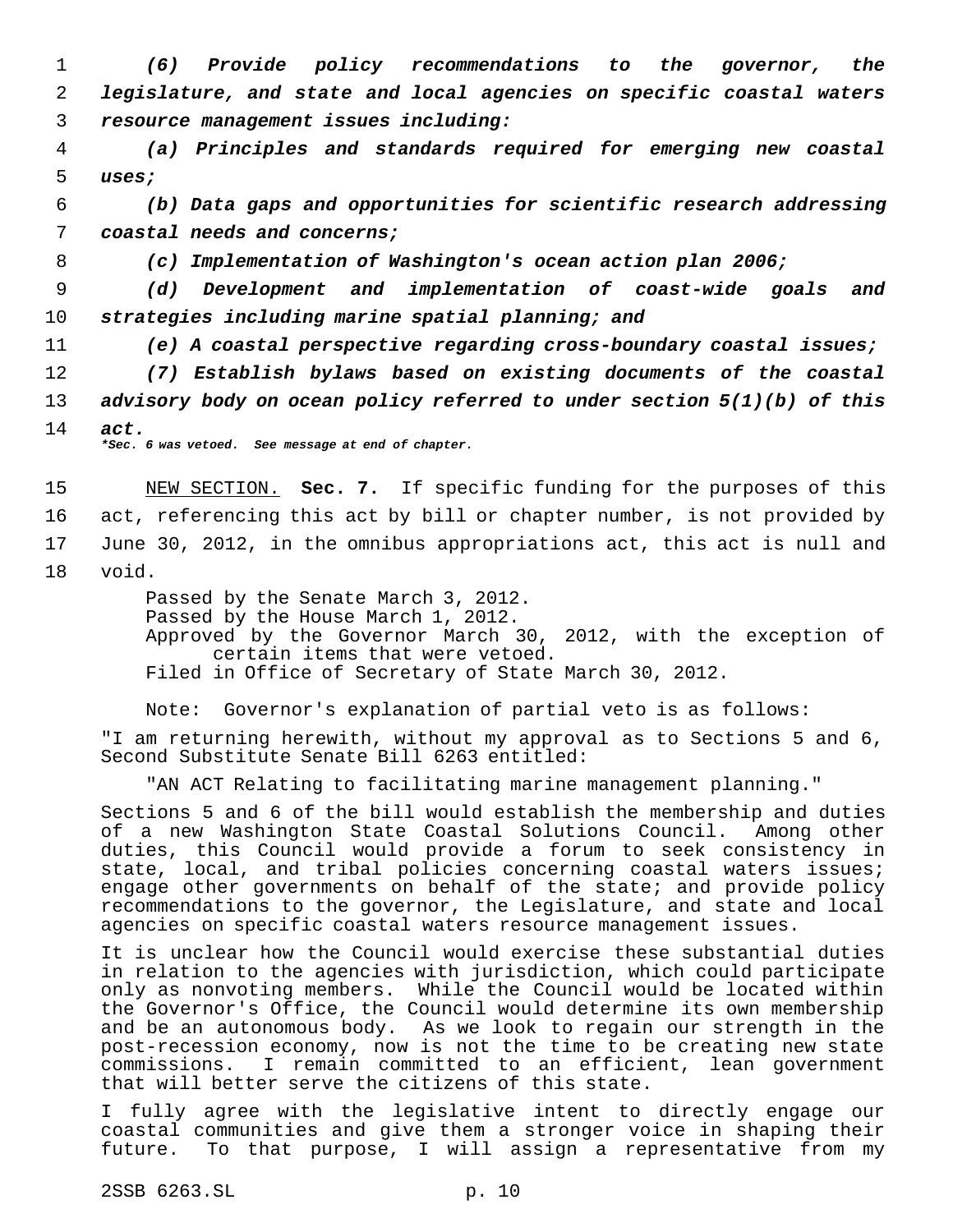***(6) Provide policy recommendations to the governor, the legislature, and state and local agencies on specific coastal waters resource management issues including:***

***(a) Principles and standards required for emerging new coastal uses;***

***(b) Data gaps and opportunities for scientific research addressing coastal needs and concerns;***

***(c) Implementation of Washington's ocean action plan 2006;***

***(d) Development and implementation of coast-wide goals and strategies including marine spatial planning; and***

***(e) A coastal perspective regarding cross-boundary coastal issues;***

***(7) Establish bylaws based on existing documents of the coastal advisory body on ocean policy referred to under section 5(1)(b) of this act.***

****Sec. 6 was vetoed. See message at end of chapter.***

NEW SECTION. **Sec. 7.** If specific funding for the purposes of this act, referencing this act by bill or chapter number, is not provided by June 30, 2012, in the omnibus appropriations act, this act is null and void.

Passed by the Senate March 3, 2012.
Passed by the House March 1, 2012.
Approved by the Governor March 30, 2012, with the exception of certain items that were vetoed.
Filed in Office of Secretary of State March 30, 2012.

Note: Governor's explanation of partial veto is as follows:

"I am returning herewith, without my approval as to Sections 5 and 6, Second Substitute Senate Bill 6263 entitled:

"AN ACT Relating to facilitating marine management planning."

Sections 5 and 6 of the bill would establish the membership and duties of a new Washington State Coastal Solutions Council. Among other duties, this Council would provide a forum to seek consistency in state, local, and tribal policies concerning coastal waters issues; engage other governments on behalf of the state; and provide policy recommendations to the governor, the Legislature, and state and local agencies on specific coastal waters resource management issues.

It is unclear how the Council would exercise these substantial duties in relation to the agencies with jurisdiction, which could participate only as nonvoting members. While the Council would be located within the Governor's Office, the Council would determine its own membership and be an autonomous body. As we look to regain our strength in the post-recession economy, now is not the time to be creating new state commissions. I remain committed to an efficient, lean government that will better serve the citizens of this state.

I fully agree with the legislative intent to directly engage our coastal communities and give them a stronger voice in shaping their future. To that purpose, I will assign a representative from my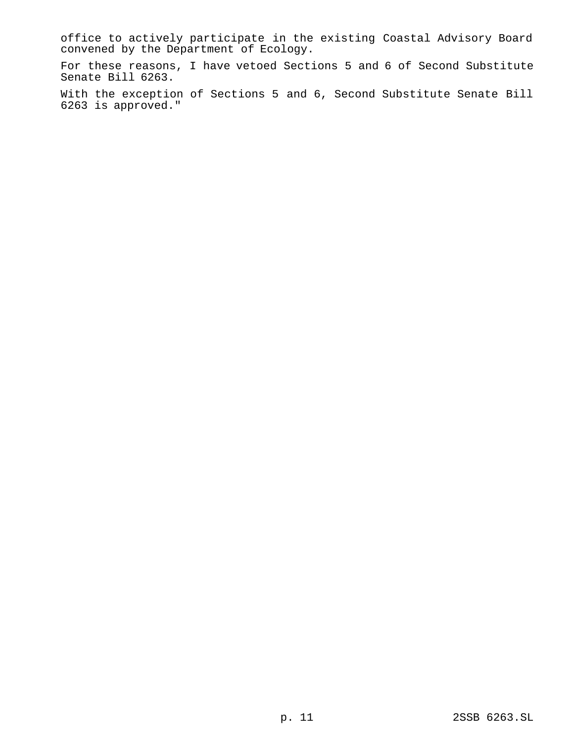office to actively participate in the existing Coastal Advisory Board convened by the Department of Ecology.

For these reasons, I have vetoed Sections 5 and 6 of Second Substitute Senate Bill 6263.

With the exception of Sections 5 and 6, Second Substitute Senate Bill 6263 is approved."